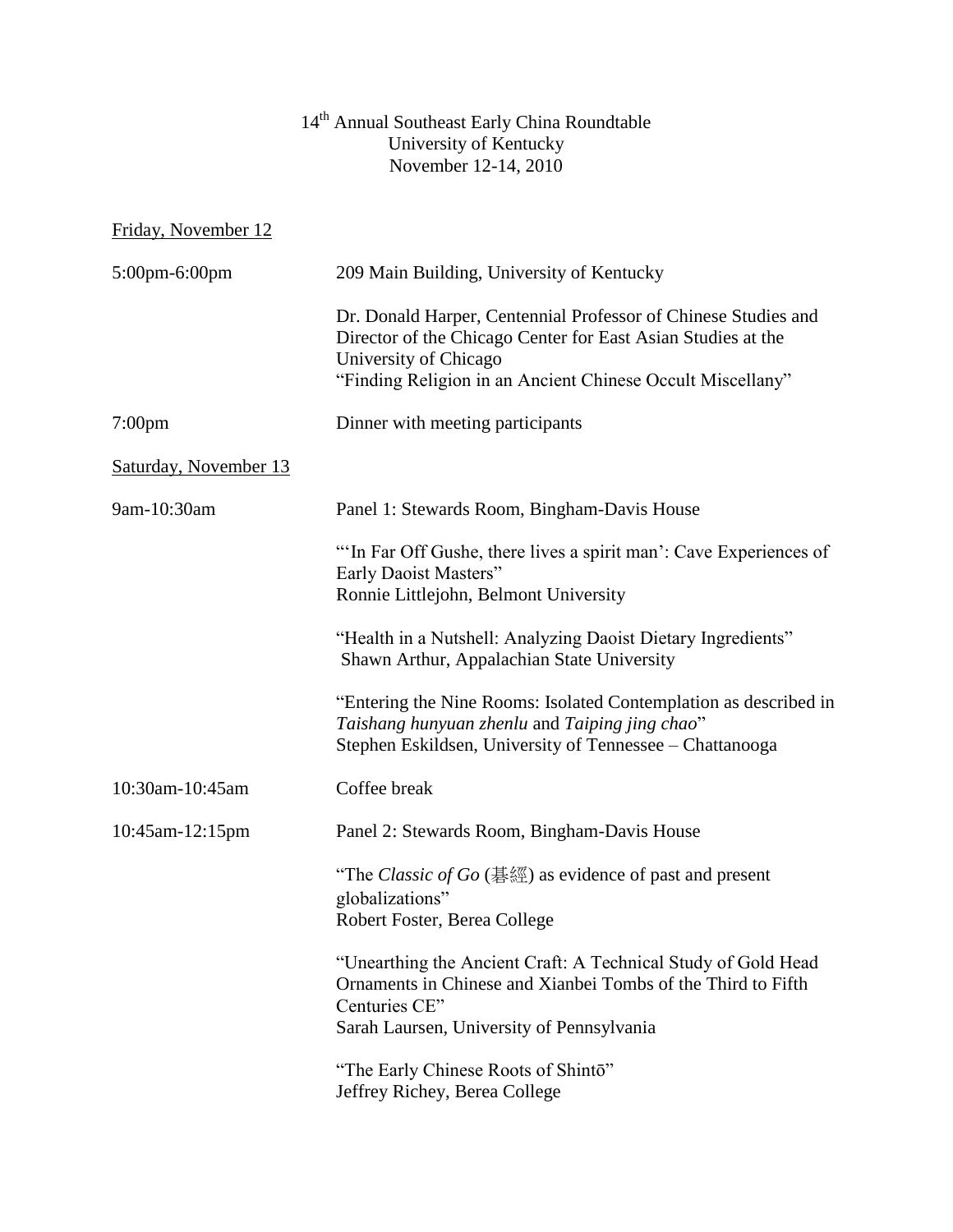# 14th Annual Southeast Early China Roundtable
University of Kentucky
November 12-14, 2010

Friday, November 12

5:00pm-6:00pm — 209 Main Building, University of Kentucky

Dr. Donald Harper, Centennial Professor of Chinese Studies and Director of the Chicago Center for East Asian Studies at the University of Chicago
"Finding Religion in an Ancient Chinese Occult Miscellany"

7:00pm — Dinner with meeting participants

Saturday, November 13

9am-10:30am — Panel 1: Stewards Room, Bingham-Davis House

"'In Far Off Gushe, there lives a spirit man': Cave Experiences of Early Daoist Masters"
Ronnie Littlejohn, Belmont University

"Health in a Nutshell: Analyzing Daoist Dietary Ingredients"
Shawn Arthur, Appalachian State University

"Entering the Nine Rooms: Isolated Contemplation as described in *Taishang hunyuan zhenlu* and *Taiping jing chao*"
Stephen Eskildsen, University of Tennessee – Chattanooga

10:30am-10:45am — Coffee break

10:45am-12:15pm — Panel 2: Stewards Room, Bingham-Davis House

"The *Classic of Go* (碁經) as evidence of past and present globalizations"
Robert Foster, Berea College

"Unearthing the Ancient Craft: A Technical Study of Gold Head Ornaments in Chinese and Xianbei Tombs of the Third to Fifth Centuries CE"
Sarah Laursen, University of Pennsylvania

"The Early Chinese Roots of Shintō"
Jeffrey Richey, Berea College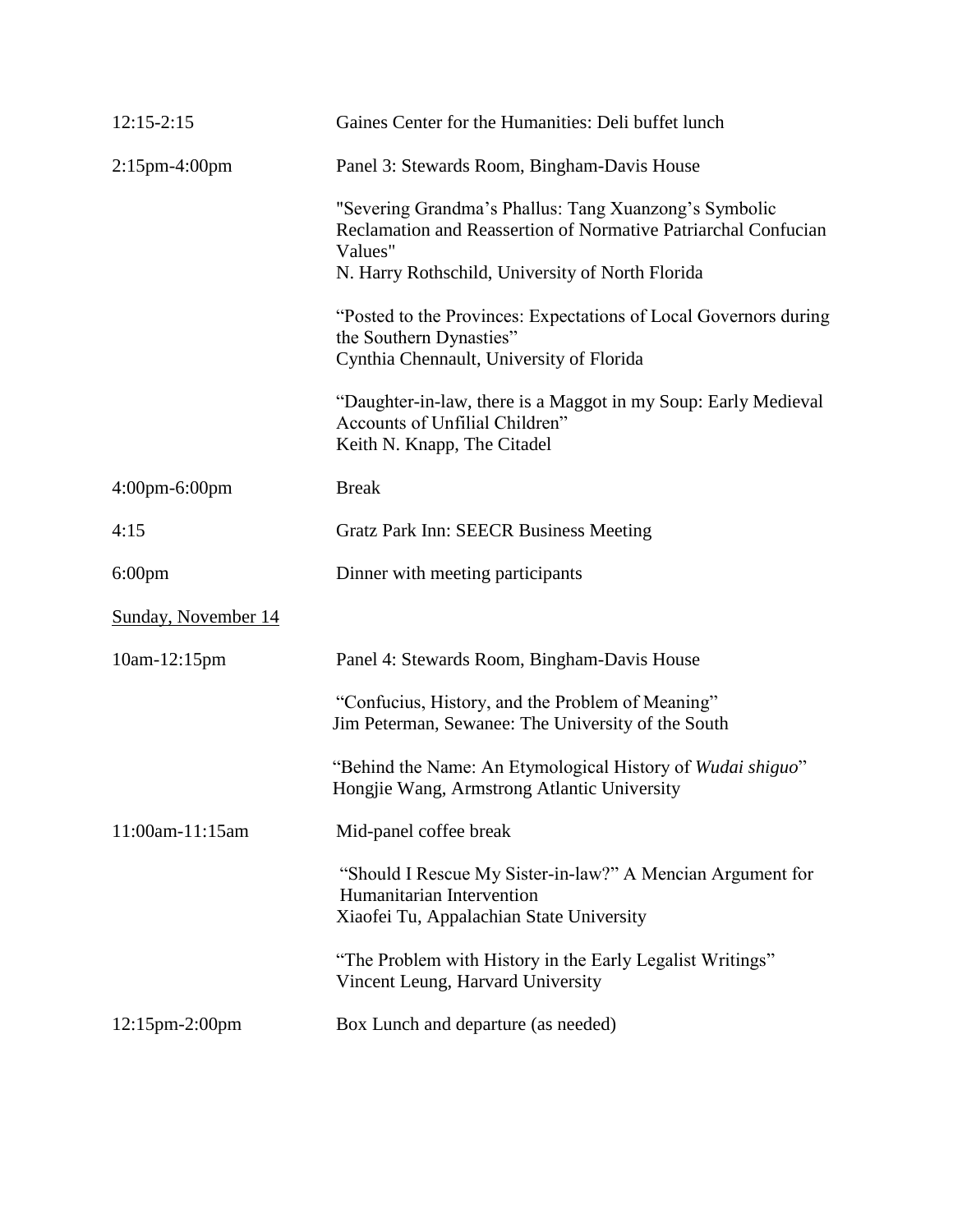| | |
|---|---|
| 12:15-2:15 | Gaines Center for the Humanities: Deli buffet lunch |
| 2:15pm-4:00pm | Panel 3: Stewards Room, Bingham-Davis House |
| | "Severing Grandma's Phallus: Tang Xuanzong's Symbolic Reclamation and Reassertion of Normative Patriarchal Confucian Values"<br>N. Harry Rothschild, University of North Florida |
| | "Posted to the Provinces: Expectations of Local Governors during the Southern Dynasties"<br>Cynthia Chennault, University of Florida |
| | "Daughter-in-law, there is a Maggot in my Soup: Early Medieval Accounts of Unfilial Children"<br>Keith N. Knapp, The Citadel |
| 4:00pm-6:00pm | Break |
| 4:15 | Gratz Park Inn: SEECR Business Meeting |
| 6:00pm | Dinner with meeting participants |

<u>Sunday, November 14</u>

| | |
|---|---|
| 10am-12:15pm | Panel 4: Stewards Room, Bingham-Davis House |
| | "Confucius, History, and the Problem of Meaning"<br>Jim Peterman, Sewanee: The University of the South |
| | "Behind the Name: An Etymological History of *Wudai shiguo*"<br>Hongjie Wang, Armstrong Atlantic University |
| 11:00am-11:15am | Mid-panel coffee break |
| | "Should I Rescue My Sister-in-law?" A Mencian Argument for Humanitarian Intervention<br>Xiaofei Tu, Appalachian State University |
| | "The Problem with History in the Early Legalist Writings"<br>Vincent Leung, Harvard University |
| 12:15pm-2:00pm | Box Lunch and departure (as needed) |